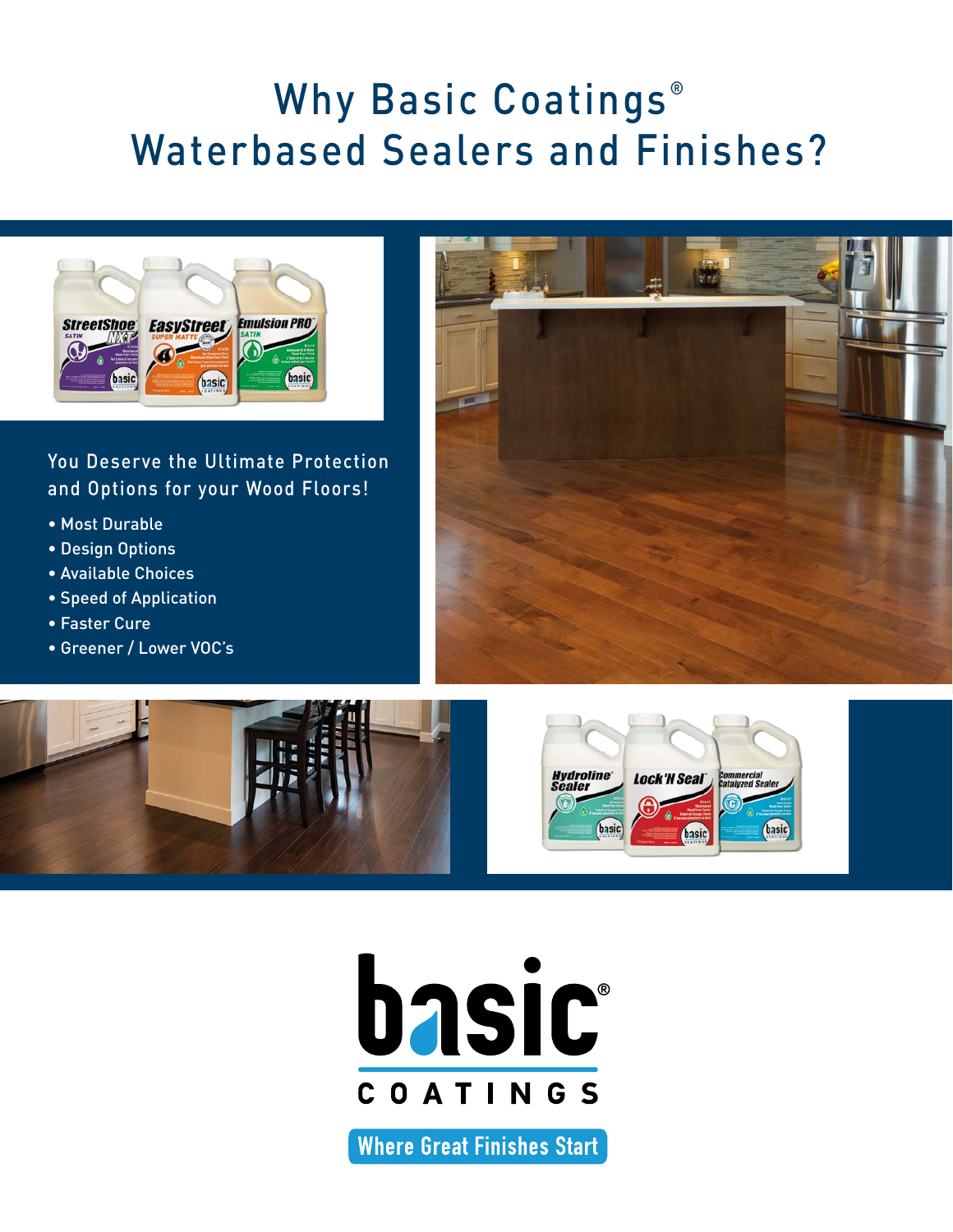# Why Basic Coatings® Waterbased Sealers and Finishes?

## You Deserve the Ultimate Protection and Options for your Wood Floors!

- Most Durable
- Design Options
- Available Choices
- Speed of Application
- Faster Cure
- Greener / Lower VOC's

basic® COATINGS

Where Great Finishes Start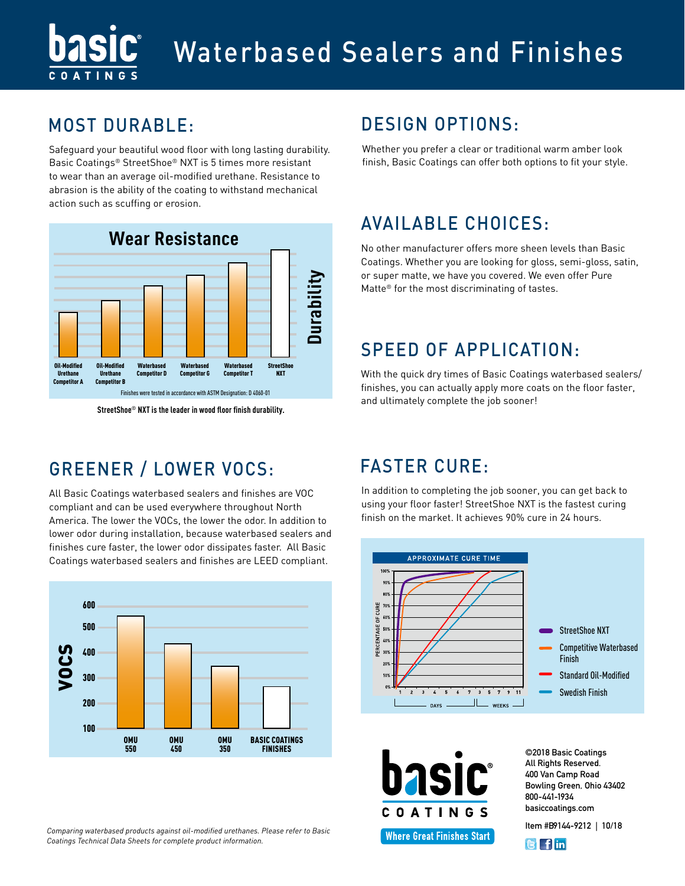# Waterbased Sealers and Finishes

## MOST DURABLE:

Safeguard your beautiful wood floor with long lasting durability. Basic Coatings® StreetShoe® NXT is 5 times more resistant to wear than an average oil-modified urethane. Resistance to abrasion is the ability of the coating to withstand mechanical action such as scuffing or erosion.

Wear Resistance

Durability

Oil-Modified Urethane Competitor A

Oil-Modified Urethane Competitor B

Waterbased Competitor D

Waterbased Competitor G

Waterbased Competitor T

StreetShoe NXT

Finishes were tested in accordance with ASTM Designation: D 4060-01

**StreetShoe® NXT is the leader in wood floor finish durability.**

## DESIGN OPTIONS:

Whether you prefer a clear or traditional warm amber look finish, Basic Coatings can offer both options to fit your style.

## AVAILABLE CHOICES:

No other manufacturer offers more sheen levels than Basic Coatings. Whether you are looking for gloss, semi-gloss, satin, or super matte, we have you covered. We even offer Pure Matte® for the most discriminating of tastes.

## SPEED OF APPLICATION:

With the quick dry times of Basic Coatings waterbased sealers/finishes, you can actually apply more coats on the floor faster, and ultimately complete the job sooner!

## GREENER / LOWER VOCS:

All Basic Coatings waterbased sealers and finishes are VOC compliant and can be used everywhere throughout North America. The lower the VOCs, the lower the odor. In addition to lower odor during installation, because waterbased sealers and finishes cure faster, the lower odor dissipates faster. All Basic Coatings waterbased sealers and finishes are LEED compliant.

VOCS

600
500
400
300
200
100

OMU 550

OMU 450

OMU 350

BASIC COATINGS FINISHES

*Comparing waterbased products against oil-modified urethanes. Please refer to Basic Coatings Technical Data Sheets for complete product information.*

## FASTER CURE:

In addition to completing the job sooner, you can get back to using your floor faster! StreetShoe NXT is the fastest curing finish on the market. It achieves 90% cure in 24 hours.

APPROXIMATE CURE TIME

PERCENTAGE OF CURE

100%
90%
80%
70%
60%
50%
40%
30%
20%
10%
0%

1 2 3 4 5 6 7 3 5 7 9 11

DAYS

WEEKS

StreetShoe NXT

Competitive Waterbased Finish

Standard Oil-Modified

Swedish Finish

basic COATINGS

Where Great Finishes Start

©2018 Basic Coatings
All Rights Reserved.
400 Van Camp Road
Bowling Green, Ohio 43402
800-441-1934
basiccoatings.com

Item #B9144-9212 | 10/18